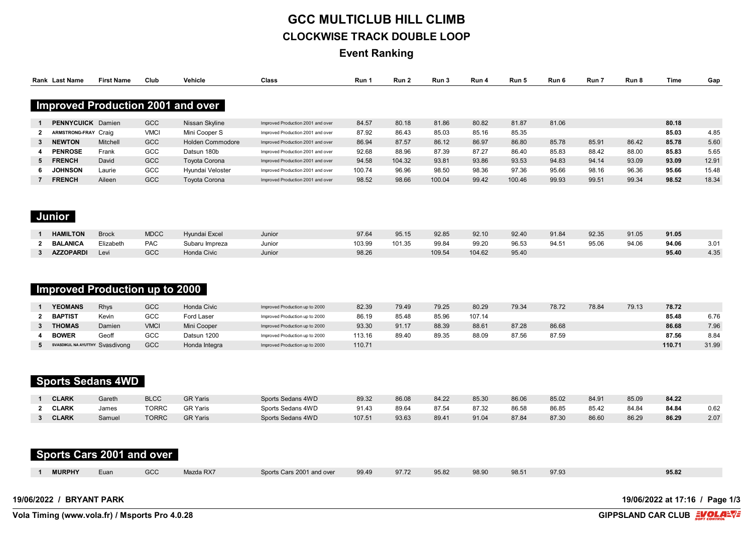# GCC MULTICLUB HILL CLIMB

## CLOCKWISE TRACK DOUBLE LOOP

### Event Ranking

## Improved Production 2001 and over

| Rank | Last Name | First Name | Club | Vehicle | Class | Run 1 | Run 2 | Run 3 | Run 4 | Run 5 | Run 6 | Run 7 | Run 8 | Time | Gap |
|---|---|---|---|---|---|---|---|---|---|---|---|---|---|---|---|
| 1 | **PENNYCUICK** | Damien | GCC | Nissan Skyline | Improved Production 2001 and over | 84.57 | 80.18 | 81.86 | 80.82 | 81.87 | 81.06 | | | **80.18** | |
| 2 | **ARMSTRONG-FRAY** | Craig | VMCI | Mini Cooper S | Improved Production 2001 and over | 87.92 | 86.43 | 85.03 | 85.16 | 85.35 | | | | **85.03** | 4.85 |
| 3 | **NEWTON** | Mitchell | GCC | Holden Commodore | Improved Production 2001 and over | 86.94 | 87.57 | 86.12 | 86.97 | 86.80 | 85.78 | 85.91 | 86.42 | **85.78** | 5.60 |
| 4 | **PENROSE** | Frank | GCC | Datsun 180b | Improved Production 2001 and over | 92.68 | 88.96 | 87.39 | 87.27 | 86.40 | 85.83 | 88.42 | 88.00 | **85.83** | 5.65 |
| 5 | **FRENCH** | David | GCC | Toyota Corona | Improved Production 2001 and over | 94.58 | 104.32 | 93.81 | 93.86 | 93.53 | 94.83 | 94.14 | 93.09 | **93.09** | 12.91 |
| 6 | **JOHNSON** | Laurie | GCC | Hyundai Veloster | Improved Production 2001 and over | 100.74 | 96.96 | 98.50 | 98.36 | 97.36 | 95.66 | 98.16 | 96.36 | **95.66** | 15.48 |
| 7 | **FRENCH** | Aileen | GCC | Toyota Corona | Improved Production 2001 and over | 98.52 | 98.66 | 100.04 | 99.42 | 100.46 | 99.93 | 99.51 | 99.34 | **98.52** | 18.34 |

## Junior

| Rank | Last Name | First Name | Club | Vehicle | Class | Run 1 | Run 2 | Run 3 | Run 4 | Run 5 | Run 6 | Run 7 | Run 8 | Time | Gap |
|---|---|---|---|---|---|---|---|---|---|---|---|---|---|---|---|
| 1 | **HAMILTON** | Brock | MDCC | Hyundai Excel | Junior | 97.64 | 95.15 | 92.85 | 92.10 | 92.40 | 91.84 | 92.35 | 91.05 | **91.05** | |
| 2 | **BALANICA** | Elizabeth | PAC | Subaru Impreza | Junior | 103.99 | 101.35 | 99.84 | 99.20 | 96.53 | 94.51 | 95.06 | 94.06 | **94.06** | 3.01 |
| 3 | **AZZOPARDI** | Levi | GCC | Honda Civic | Junior | 98.26 | | 109.54 | 104.62 | 95.40 | | | | **95.40** | 4.35 |

## Improved Production up to 2000

| Rank | Last Name | First Name | Club | Vehicle | Class | Run 1 | Run 2 | Run 3 | Run 4 | Run 5 | Run 6 | Run 7 | Run 8 | Time | Gap |
|---|---|---|---|---|---|---|---|---|---|---|---|---|---|---|---|
| 1 | **YEOMANS** | Rhys | GCC | Honda Civic | Improved Production up to 2000 | 82.39 | 79.49 | 79.25 | 80.29 | 79.34 | 78.72 | 78.84 | 79.13 | **78.72** | |
| 2 | **BAPTIST** | Kevin | GCC | Ford Laser | Improved Production up to 2000 | 86.19 | 85.48 | 85.96 | 107.14 | | | | | **85.48** | 6.76 |
| 3 | **THOMAS** | Damien | VMCI | Mini Cooper | Improved Production up to 2000 | 93.30 | 91.17 | 88.39 | 88.61 | 87.28 | 86.68 | | | **86.68** | 7.96 |
| 4 | **BOWER** | Geoff | GCC | Datsun 1200 | Improved Production up to 2000 | 113.16 | 89.40 | 89.35 | 88.09 | 87.56 | 87.59 | | | **87.56** | 8.84 |
| 5 | **SVASDIKUL NA AYUTTHY** | Svasdivong | GCC | Honda Integra | Improved Production up to 2000 | 110.71 | | | | | | | | **110.71** | 31.99 |

## Sports Sedans 4WD

| Rank | Last Name | First Name | Club | Vehicle | Class | Run 1 | Run 2 | Run 3 | Run 4 | Run 5 | Run 6 | Run 7 | Run 8 | Time | Gap |
|---|---|---|---|---|---|---|---|---|---|---|---|---|---|---|---|
| 1 | **CLARK** | Gareth | BLCC | GR Yaris | Sports Sedans 4WD | 89.32 | 86.08 | 84.22 | 85.30 | 86.06 | 85.02 | 84.91 | 85.09 | **84.22** | |
| 2 | **CLARK** | James | TORRC | GR Yaris | Sports Sedans 4WD | 91.43 | 89.64 | 87.54 | 87.32 | 86.58 | 86.85 | 85.42 | 84.84 | **84.84** | 0.62 |
| 3 | **CLARK** | Samuel | TORRC | GR Yaris | Sports Sedans 4WD | 107.51 | 93.63 | 89.41 | 91.04 | 87.84 | 87.30 | 86.60 | 86.29 | **86.29** | 2.07 |

## Sports Cars 2001 and over

| Rank | Last Name | First Name | Club | Vehicle | Class | Run 1 | Run 2 | Run 3 | Run 4 | Run 5 | Run 6 | Run 7 | Run 8 | Time | Gap |
|---|---|---|---|---|---|---|---|---|---|---|---|---|---|---|---|
| 1 | **MURPHY** | Euan | GCC | Mazda RX7 | Sports Cars 2001 and over | 99.49 | 97.72 | 95.82 | 98.90 | 98.51 | 97.93 | | | **95.82** | |

**19/06/2022 / BRYANT PARK**

**19/06/2022 at 17:16**

**Vola Timing (www.vola.fr) / Msports Pro 4.0.28**

**GIPPSLAND CAR CLUB**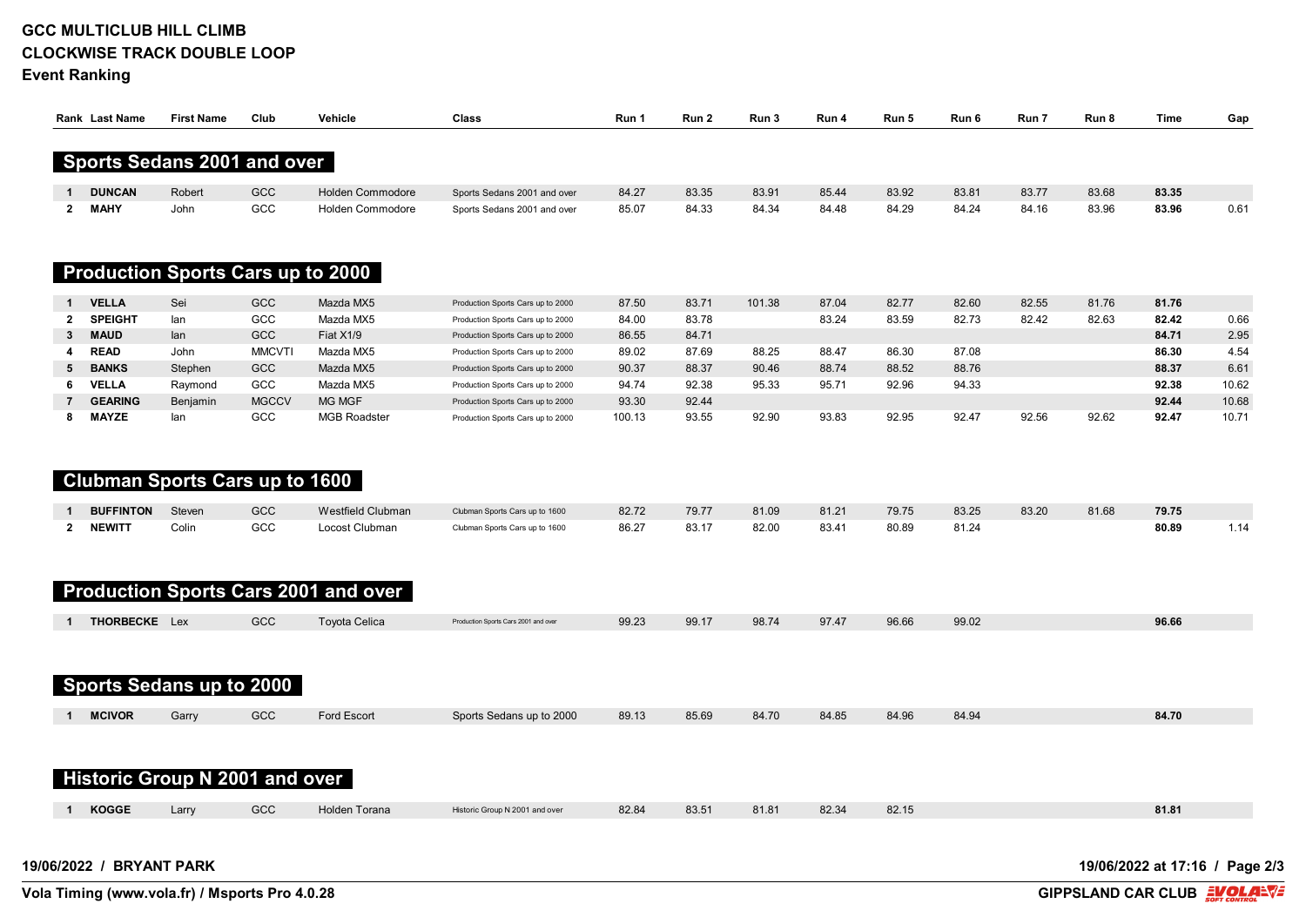# GCC MULTICLUB HILL CLIMB

## CLOCKWISE TRACK DOUBLE LOOP

### Event Ranking

## Sports Sedans 2001 and over

| Rank | Last Name | First Name | Club | Vehicle | Class | Run 1 | Run 2 | Run 3 | Run 4 | Run 5 | Run 6 | Run 7 | Run 8 | Time | Gap |
|---|---|---|---|---|---|---|---|---|---|---|---|---|---|---|---|
| 1 | **DUNCAN** | Robert | GCC | Holden Commodore | Sports Sedans 2001 and over | 84.27 | 83.35 | 83.91 | 85.44 | 83.92 | 83.81 | 83.77 | 83.68 | **83.35** | |
| 2 | **MAHY** | John | GCC | Holden Commodore | Sports Sedans 2001 and over | 85.07 | 84.33 | 84.34 | 84.48 | 84.29 | 84.24 | 84.16 | 83.96 | **83.96** | 0.61 |

## Production Sports Cars up to 2000

| Rank | Last Name | First Name | Club | Vehicle | Class | Run 1 | Run 2 | Run 3 | Run 4 | Run 5 | Run 6 | Run 7 | Run 8 | Time | Gap |
|---|---|---|---|---|---|---|---|---|---|---|---|---|---|---|---|
| 1 | **VELLA** | Sei | GCC | Mazda MX5 | Production Sports Cars up to 2000 | 87.50 | 83.71 | 101.38 | 87.04 | 82.77 | 82.60 | 82.55 | 81.76 | **81.76** | |
| 2 | **SPEIGHT** | Ian | GCC | Mazda MX5 | Production Sports Cars up to 2000 | 84.00 | 83.78 | | 83.24 | 83.59 | 82.73 | 82.42 | 82.63 | **82.42** | 0.66 |
| 3 | **MAUD** | Ian | GCC | Fiat X1/9 | Production Sports Cars up to 2000 | 86.55 | 84.71 | | | | | | | **84.71** | 2.95 |
| 4 | **READ** | John | MMCVTI | Mazda MX5 | Production Sports Cars up to 2000 | 89.02 | 87.69 | 88.25 | 88.47 | 86.30 | 87.08 | | | **86.30** | 4.54 |
| 5 | **BANKS** | Stephen | GCC | Mazda MX5 | Production Sports Cars up to 2000 | 90.37 | 88.37 | 90.46 | 88.74 | 88.52 | 88.76 | | | **88.37** | 6.61 |
| 6 | **VELLA** | Raymond | GCC | Mazda MX5 | Production Sports Cars up to 2000 | 94.74 | 92.38 | 95.33 | 95.71 | 92.96 | 94.33 | | | **92.38** | 10.62 |
| 7 | **GEARING** | Benjamin | MGCCV | MG MGF | Production Sports Cars up to 2000 | 93.30 | 92.44 | | | | | | | **92.44** | 10.68 |
| 8 | **MAYZE** | Ian | GCC | MGB Roadster | Production Sports Cars up to 2000 | 100.13 | 93.55 | 92.90 | 93.83 | 92.95 | 92.47 | 92.56 | 92.62 | **92.47** | 10.71 |

## Clubman Sports Cars up to 1600

| Rank | Last Name | First Name | Club | Vehicle | Class | Run 1 | Run 2 | Run 3 | Run 4 | Run 5 | Run 6 | Run 7 | Run 8 | Time | Gap |
|---|---|---|---|---|---|---|---|---|---|---|---|---|---|---|---|
| 1 | **BUFFINTON** | Steven | GCC | Westfield Clubman | Clubman Sports Cars up to 1600 | 82.72 | 79.77 | 81.09 | 81.21 | 79.75 | 83.25 | 83.20 | 81.68 | **79.75** | |
| 2 | **NEWITT** | Colin | GCC | Locost Clubman | Clubman Sports Cars up to 1600 | 86.27 | 83.17 | 82.00 | 83.41 | 80.89 | 81.24 | | | **80.89** | 1.14 |

## Production Sports Cars 2001 and over

| Rank | Last Name | First Name | Club | Vehicle | Class | Run 1 | Run 2 | Run 3 | Run 4 | Run 5 | Run 6 | Run 7 | Run 8 | Time | Gap |
|---|---|---|---|---|---|---|---|---|---|---|---|---|---|---|---|
| 1 | **THORBECKE** | Lex | GCC | Toyota Celica | Production Sports Cars 2001 and over | 99.23 | 99.17 | 98.74 | 97.47 | 96.66 | 99.02 | | | **96.66** | |

## Sports Sedans up to 2000

| Rank | Last Name | First Name | Club | Vehicle | Class | Run 1 | Run 2 | Run 3 | Run 4 | Run 5 | Run 6 | Run 7 | Run 8 | Time | Gap |
|---|---|---|---|---|---|---|---|---|---|---|---|---|---|---|---|
| 1 | **MCIVOR** | Garry | GCC | Ford Escort | Sports Sedans up to 2000 | 89.13 | 85.69 | 84.70 | 84.85 | 84.96 | 84.94 | | | **84.70** | |

## Historic Group N 2001 and over

| Rank | Last Name | First Name | Club | Vehicle | Class | Run 1 | Run 2 | Run 3 | Run 4 | Run 5 | Run 6 | Run 7 | Run 8 | Time | Gap |
|---|---|---|---|---|---|---|---|---|---|---|---|---|---|---|---|
| 1 | **KOGGE** | Larry | GCC | Holden Torana | Historic Group N 2001 and over | 82.84 | 83.51 | 81.81 | 82.34 | 82.15 | | | | **81.81** | |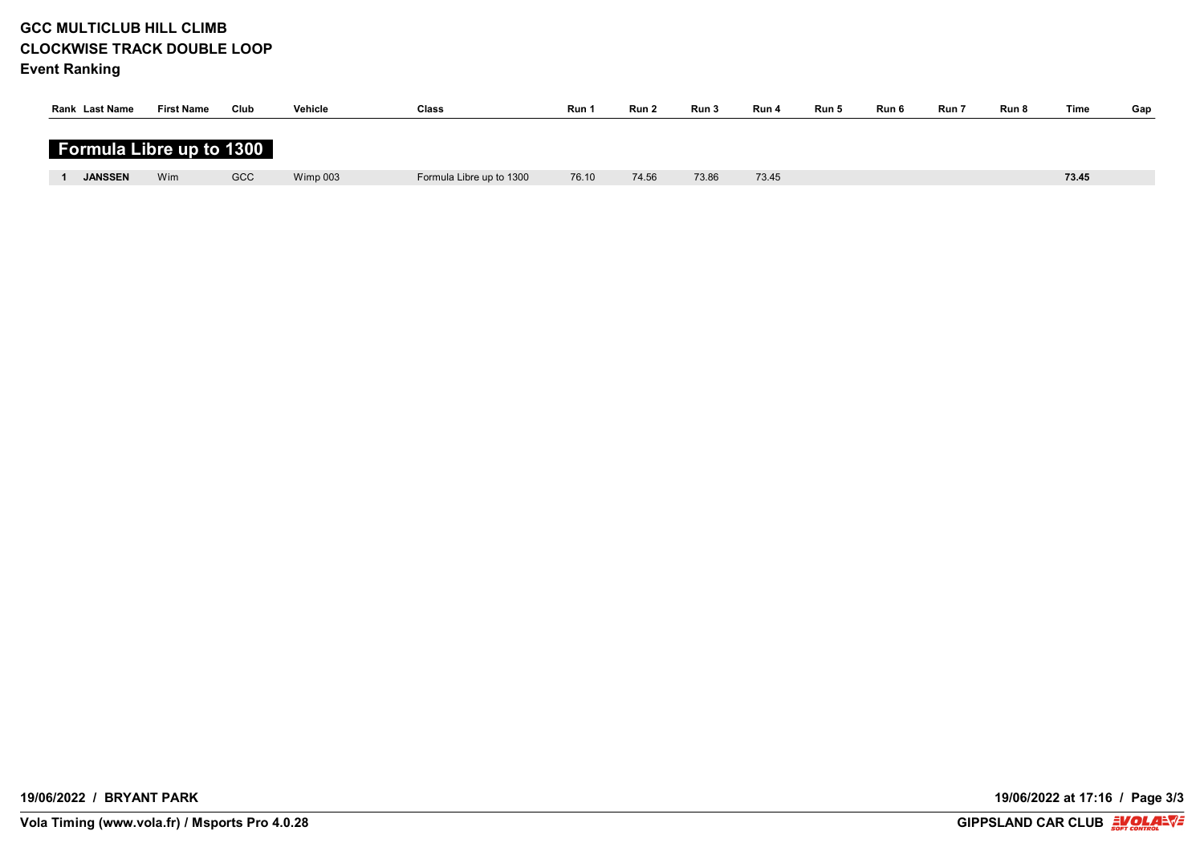**GCC MULTICLUB HILL CLIMB**
**CLOCKWISE TRACK DOUBLE LOOP**
**Event Ranking**

| Rank | Last Name | First Name | Club | Vehicle | Class | Run 1 | Run 2 | Run 3 | Run 4 | Run 5 | Run 6 | Run 7 | Run 8 | Time | Gap |
|---|---|---|---|---|---|---|---|---|---|---|---|---|---|---|---|
| **Formula Libre up to 1300** | | | | | | | | | | | | | | | |
| 1 | **JANSSEN** | Wim | GCC | Wimp 003 | Formula Libre up to 1300 | 76.10 | 74.56 | 73.86 | 73.45 | | | | | **73.45** | |

**19/06/2022 / BRYANT PARK**

**19/06/2022 at 17:16**

**Vola Timing (www.vola.fr) / Msports Pro 4.0.28**

**GIPPSLAND CAR CLUB**